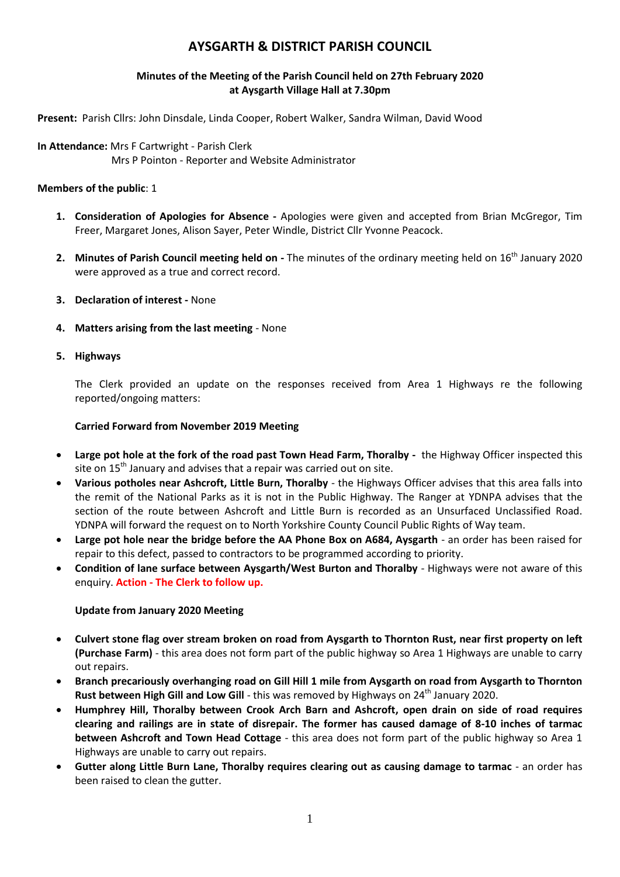# AYSGARTH & DISTRICT PARISH COUNCIL

**Minutes of the Meeting of the Parish Council held on 27th February 2020 at Aysgarth Village Hall at 7.30pm**

**Present:** Parish Cllrs: John Dinsdale, Linda Cooper, Robert Walker, Sandra Wilman, David Wood

**In Attendance:** Mrs F Cartwright - Parish Clerk
Mrs P Pointon - Reporter and Website Administrator

**Members of the public**: 1

1. **Consideration of Apologies for Absence -** Apologies were given and accepted from Brian McGregor, Tim Freer, Margaret Jones, Alison Sayer, Peter Windle, District Cllr Yvonne Peacock.

2. **Minutes of Parish Council meeting held on -** The minutes of the ordinary meeting held on 16th January 2020 were approved as a true and correct record.

3. **Declaration of interest -** None

4. **Matters arising from the last meeting** - None

5. **Highways**

   The Clerk provided an update on the responses received from Area 1 Highways re the following reported/ongoing matters:

   **Carried Forward from November 2019 Meeting**

- **Large pot hole at the fork of the road past Town Head Farm, Thoralby -** the Highway Officer inspected this site on 15th January and advises that a repair was carried out on site.
- **Various potholes near Ashcroft, Little Burn, Thoralby** - the Highways Officer advises that this area falls into the remit of the National Parks as it is not in the Public Highway. The Ranger at YDNPA advises that the section of the route between Ashcroft and Little Burn is recorded as an Unsurfaced Unclassified Road. YDNPA will forward the request on to North Yorkshire County Council Public Rights of Way team.
- **Large pot hole near the bridge before the AA Phone Box on A684, Aysgarth** - an order has been raised for repair to this defect, passed to contractors to be programmed according to priority.
- **Condition of lane surface between Aysgarth/West Burton and Thoralby** - Highways were not aware of this enquiry. **Action - The Clerk to follow up.**

   **Update from January 2020 Meeting**

- **Culvert stone flag over stream broken on road from Aysgarth to Thornton Rust, near first property on left (Purchase Farm)** - this area does not form part of the public highway so Area 1 Highways are unable to carry out repairs.
- **Branch precariously overhanging road on Gill Hill 1 mile from Aysgarth on road from Aysgarth to Thornton Rust between High Gill and Low Gill** - this was removed by Highways on 24th January 2020.
- **Humphrey Hill, Thoralby between Crook Arch Barn and Ashcroft, open drain on side of road requires clearing and railings are in state of disrepair. The former has caused damage of 8-10 inches of tarmac between Ashcroft and Town Head Cottage** - this area does not form part of the public highway so Area 1 Highways are unable to carry out repairs.
- **Gutter along Little Burn Lane, Thoralby requires clearing out as causing damage to tarmac** - an order has been raised to clean the gutter.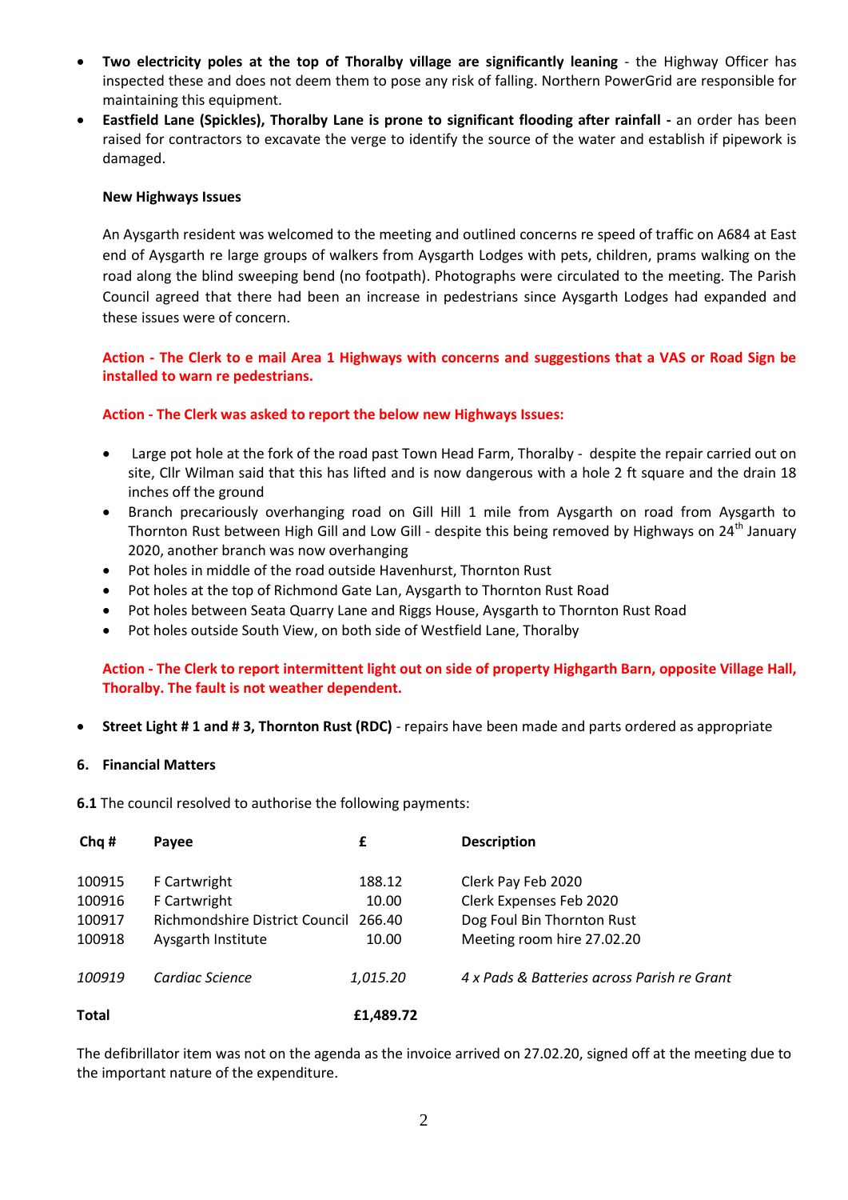- **Two electricity poles at the top of Thoralby village are significantly leaning** - the Highway Officer has inspected these and does not deem them to pose any risk of falling. Northern PowerGrid are responsible for maintaining this equipment.
- **Eastfield Lane (Spickles), Thoralby Lane is prone to significant flooding after rainfall -** an order has been raised for contractors to excavate the verge to identify the source of the water and establish if pipework is damaged.

**New Highways Issues**

An Aysgarth resident was welcomed to the meeting and outlined concerns re speed of traffic on A684 at East end of Aysgarth re large groups of walkers from Aysgarth Lodges with pets, children, prams walking on the road along the blind sweeping bend (no footpath). Photographs were circulated to the meeting. The Parish Council agreed that there had been an increase in pedestrians since Aysgarth Lodges had expanded and these issues were of concern.

**Action - The Clerk to e mail Area 1 Highways with concerns and suggestions that a VAS or Road Sign be installed to warn re pedestrians.**

**Action - The Clerk was asked to report the below new Highways Issues:**

- Large pot hole at the fork of the road past Town Head Farm, Thoralby - despite the repair carried out on site, Cllr Wilman said that this has lifted and is now dangerous with a hole 2 ft square and the drain 18 inches off the ground
- Branch precariously overhanging road on Gill Hill 1 mile from Aysgarth on road from Aysgarth to Thornton Rust between High Gill and Low Gill - despite this being removed by Highways on 24th January 2020, another branch was now overhanging
- Pot holes in middle of the road outside Havenhurst, Thornton Rust
- Pot holes at the top of Richmond Gate Lan, Aysgarth to Thornton Rust Road
- Pot holes between Seata Quarry Lane and Riggs House, Aysgarth to Thornton Rust Road
- Pot holes outside South View, on both side of Westfield Lane, Thoralby

**Action - The Clerk to report intermittent light out on side of property Highgarth Barn, opposite Village Hall, Thoralby. The fault is not weather dependent.**

- **Street Light # 1 and # 3, Thornton Rust (RDC)** - repairs have been made and parts ordered as appropriate

## 6. Financial Matters

**6.1** The council resolved to authorise the following payments:

| Chq # | Payee | £ | Description |
|---|---|---|---|
| 100915 | F Cartwright | 188.12 | Clerk Pay Feb 2020 |
| 100916 | F Cartwright | 10.00 | Clerk Expenses Feb 2020 |
| 100917 | Richmondshire District Council | 266.40 | Dog Foul Bin Thornton Rust |
| 100918 | Aysgarth Institute | 10.00 | Meeting room hire 27.02.20 |
| *100919* | *Cardiac Science* | *1,015.20* | *4 x Pads & Batteries across Parish re Grant* |
| **Total** | | **£1,489.72** | |

The defibrillator item was not on the agenda as the invoice arrived on 27.02.20, signed off at the meeting due to the important nature of the expenditure.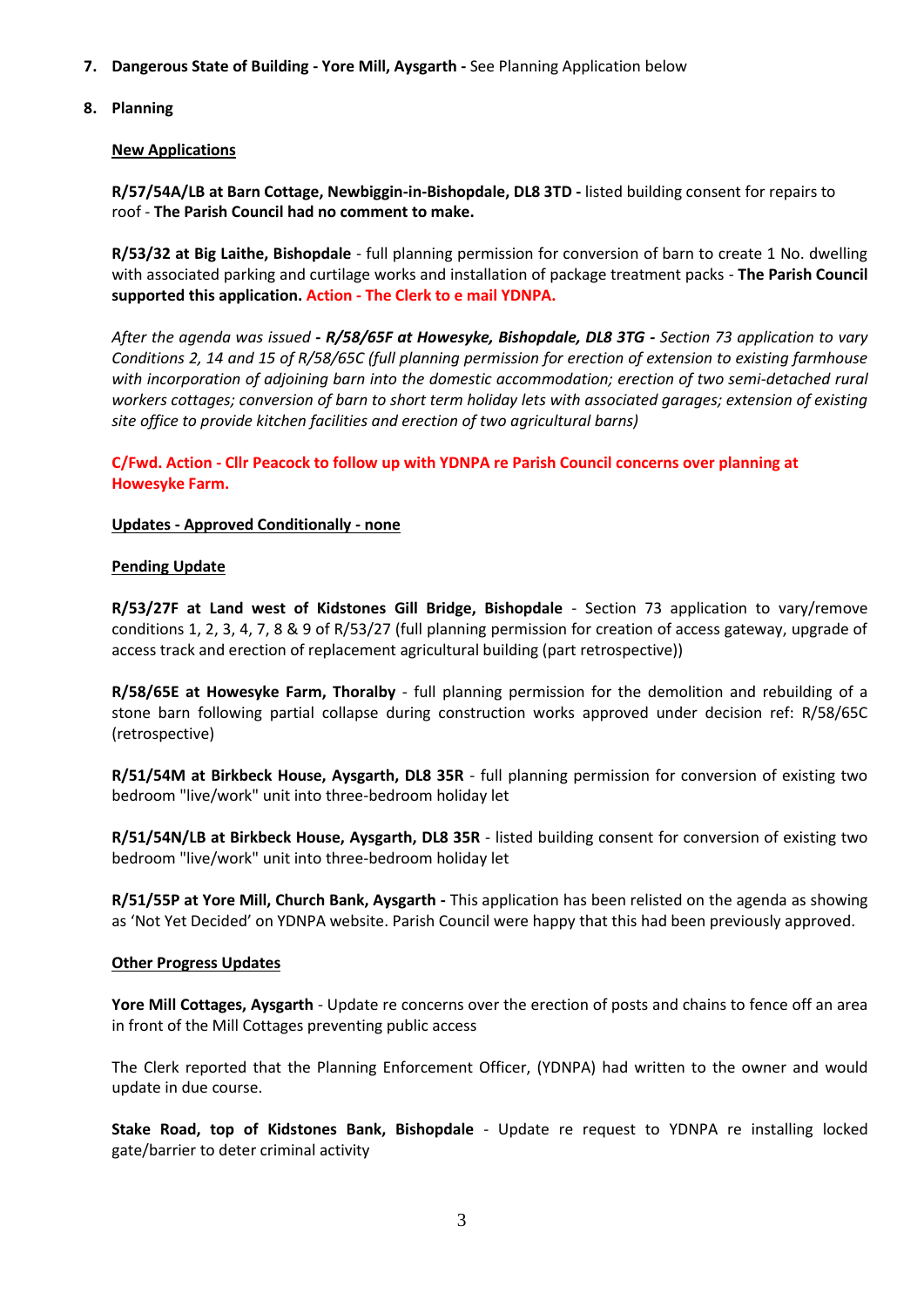7. **Dangerous State of Building - Yore Mill, Aysgarth -** See Planning Application below

8. **Planning**

**New Applications**

**R/57/54A/LB at Barn Cottage, Newbiggin-in-Bishopdale, DL8 3TD -** listed building consent for repairs to roof - **The Parish Council had no comment to make.**

**R/53/32 at Big Laithe, Bishopdale** - full planning permission for conversion of barn to create 1 No. dwelling with associated parking and curtilage works and installation of package treatment packs - **The Parish Council supported this application.** **Action - The Clerk to e mail YDNPA.**

*After the agenda was issued* ***- R/58/65F at Howesyke, Bishopdale, DL8 3TG -*** *Section 73 application to vary Conditions 2, 14 and 15 of R/58/65C (full planning permission for erection of extension to existing farmhouse with incorporation of adjoining barn into the domestic accommodation; erection of two semi-detached rural workers cottages; conversion of barn to short term holiday lets with associated garages; extension of existing site office to provide kitchen facilities and erection of two agricultural barns)*

**C/Fwd. Action - Cllr Peacock to follow up with YDNPA re Parish Council concerns over planning at Howesyke Farm.**

**Updates - Approved Conditionally - none**

**Pending Update**

**R/53/27F at Land west of Kidstones Gill Bridge, Bishopdale** - Section 73 application to vary/remove conditions 1, 2, 3, 4, 7, 8 & 9 of R/53/27 (full planning permission for creation of access gateway, upgrade of access track and erection of replacement agricultural building (part retrospective))

**R/58/65E at Howesyke Farm, Thoralby** - full planning permission for the demolition and rebuilding of a stone barn following partial collapse during construction works approved under decision ref: R/58/65C (retrospective)

**R/51/54M at Birkbeck House, Aysgarth, DL8 35R** - full planning permission for conversion of existing two bedroom "live/work" unit into three-bedroom holiday let

**R/51/54N/LB at Birkbeck House, Aysgarth, DL8 35R** - listed building consent for conversion of existing two bedroom "live/work" unit into three-bedroom holiday let

**R/51/55P at Yore Mill, Church Bank, Aysgarth -** This application has been relisted on the agenda as showing as 'Not Yet Decided' on YDNPA website. Parish Council were happy that this had been previously approved.

**Other Progress Updates**

**Yore Mill Cottages, Aysgarth** - Update re concerns over the erection of posts and chains to fence off an area in front of the Mill Cottages preventing public access

The Clerk reported that the Planning Enforcement Officer, (YDNPA) had written to the owner and would update in due course.

**Stake Road, top of Kidstones Bank, Bishopdale** - Update re request to YDNPA re installing locked gate/barrier to deter criminal activity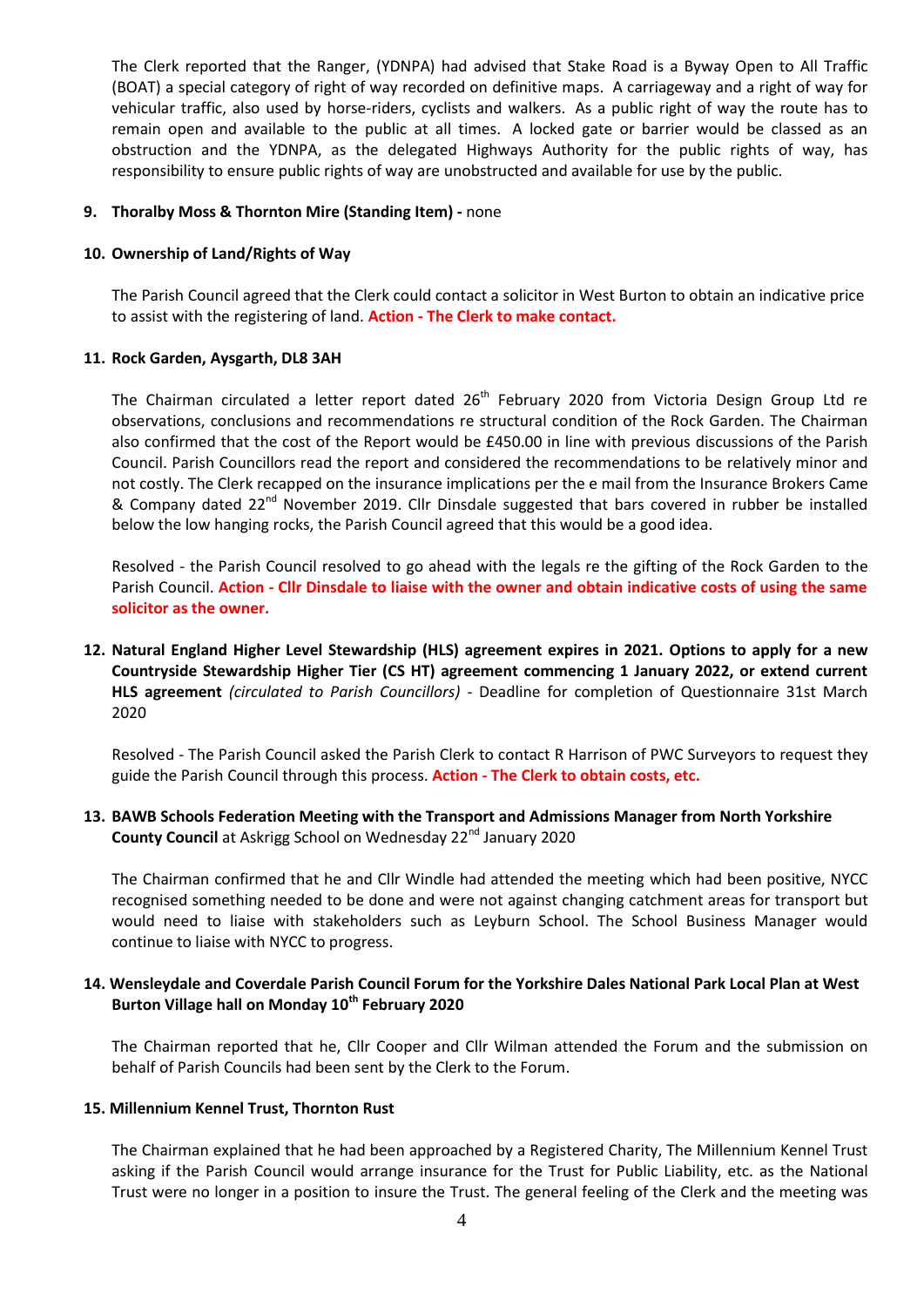The Clerk reported that the Ranger, (YDNPA) had advised that Stake Road is a Byway Open to All Traffic (BOAT) a special category of right of way recorded on definitive maps. A carriageway and a right of way for vehicular traffic, also used by horse-riders, cyclists and walkers. As a public right of way the route has to remain open and available to the public at all times. A locked gate or barrier would be classed as an obstruction and the YDNPA, as the delegated Highways Authority for the public rights of way, has responsibility to ensure public rights of way are unobstructed and available for use by the public.

**9. Thoralby Moss & Thornton Mire (Standing Item) -** none

**10. Ownership of Land/Rights of Way**

The Parish Council agreed that the Clerk could contact a solicitor in West Burton to obtain an indicative price to assist with the registering of land. **Action - The Clerk to make contact.**

**11. Rock Garden, Aysgarth, DL8 3AH**

The Chairman circulated a letter report dated 26th February 2020 from Victoria Design Group Ltd re observations, conclusions and recommendations re structural condition of the Rock Garden. The Chairman also confirmed that the cost of the Report would be £450.00 in line with previous discussions of the Parish Council. Parish Councillors read the report and considered the recommendations to be relatively minor and not costly. The Clerk recapped on the insurance implications per the e mail from the Insurance Brokers Came & Company dated 22nd November 2019. Cllr Dinsdale suggested that bars covered in rubber be installed below the low hanging rocks, the Parish Council agreed that this would be a good idea.

Resolved - the Parish Council resolved to go ahead with the legals re the gifting of the Rock Garden to the Parish Council. **Action - Cllr Dinsdale to liaise with the owner and obtain indicative costs of using the same solicitor as the owner.**

**12. Natural England Higher Level Stewardship (HLS) agreement expires in 2021. Options to apply for a new Countryside Stewardship Higher Tier (CS HT) agreement commencing 1 January 2022, or extend current HLS agreement** *(circulated to Parish Councillors)* - Deadline for completion of Questionnaire 31st March 2020

Resolved - The Parish Council asked the Parish Clerk to contact R Harrison of PWC Surveyors to request they guide the Parish Council through this process. **Action - The Clerk to obtain costs, etc.**

**13. BAWB Schools Federation Meeting with the Transport and Admissions Manager from North Yorkshire County Council** at Askrigg School on Wednesday 22nd January 2020

The Chairman confirmed that he and Cllr Windle had attended the meeting which had been positive, NYCC recognised something needed to be done and were not against changing catchment areas for transport but would need to liaise with stakeholders such as Leyburn School. The School Business Manager would continue to liaise with NYCC to progress.

**14. Wensleydale and Coverdale Parish Council Forum for the Yorkshire Dales National Park Local Plan at West Burton Village hall on Monday 10th February 2020**

The Chairman reported that he, Cllr Cooper and Cllr Wilman attended the Forum and the submission on behalf of Parish Councils had been sent by the Clerk to the Forum.

**15. Millennium Kennel Trust, Thornton Rust**

The Chairman explained that he had been approached by a Registered Charity, The Millennium Kennel Trust asking if the Parish Council would arrange insurance for the Trust for Public Liability, etc. as the National Trust were no longer in a position to insure the Trust. The general feeling of the Clerk and the meeting was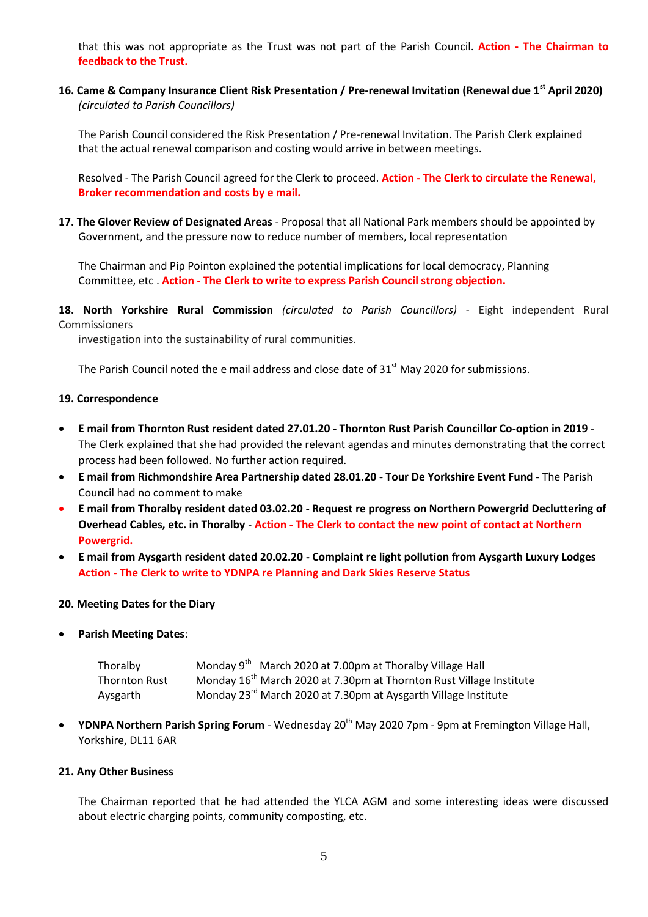that this was not appropriate as the Trust was not part of the Parish Council. **Action - The Chairman to feedback to the Trust.**

**16. Came & Company Insurance Client Risk Presentation / Pre-renewal Invitation (Renewal due 1st April 2020)** *(circulated to Parish Councillors)*

The Parish Council considered the Risk Presentation / Pre-renewal Invitation. The Parish Clerk explained that the actual renewal comparison and costing would arrive in between meetings.

Resolved - The Parish Council agreed for the Clerk to proceed. **Action - The Clerk to circulate the Renewal, Broker recommendation and costs by e mail.**

**17. The Glover Review of Designated Areas** - Proposal that all National Park members should be appointed by Government, and the pressure now to reduce number of members, local representation

The Chairman and Pip Pointon explained the potential implications for local democracy, Planning Committee, etc . **Action - The Clerk to write to express Parish Council strong objection.**

**18. North Yorkshire Rural Commission** *(circulated to Parish Councillors)* - Eight independent Rural Commissioners investigation into the sustainability of rural communities.

The Parish Council noted the e mail address and close date of 31st May 2020 for submissions.

**19. Correspondence**

- **E mail from Thornton Rust resident dated 27.01.20 - Thornton Rust Parish Councillor Co-option in 2019** - The Clerk explained that she had provided the relevant agendas and minutes demonstrating that the correct process had been followed. No further action required.
- **E mail from Richmondshire Area Partnership dated 28.01.20 - Tour De Yorkshire Event Fund -** The Parish Council had no comment to make
- **E mail from Thoralby resident dated 03.02.20 - Request re progress on Northern Powergrid Decluttering of Overhead Cables, etc. in Thoralby** - **Action - The Clerk to contact the new point of contact at Northern Powergrid.**
- **E mail from Aysgarth resident dated 20.02.20 - Complaint re light pollution from Aysgarth Luxury Lodges** **Action - The Clerk to write to YDNPA re Planning and Dark Skies Reserve Status**

**20. Meeting Dates for the Diary**

- **Parish Meeting Dates**:

| | |
|---|---|
| Thoralby | Monday 9th March 2020 at 7.00pm at Thoralby Village Hall |
| Thornton Rust | Monday 16th March 2020 at 7.30pm at Thornton Rust Village Institute |
| Aysgarth | Monday 23rd March 2020 at 7.30pm at Aysgarth Village Institute |

- **YDNPA Northern Parish Spring Forum** - Wednesday 20th May 2020 7pm - 9pm at Fremington Village Hall, Yorkshire, DL11 6AR

**21. Any Other Business**

The Chairman reported that he had attended the YLCA AGM and some interesting ideas were discussed about electric charging points, community composting, etc.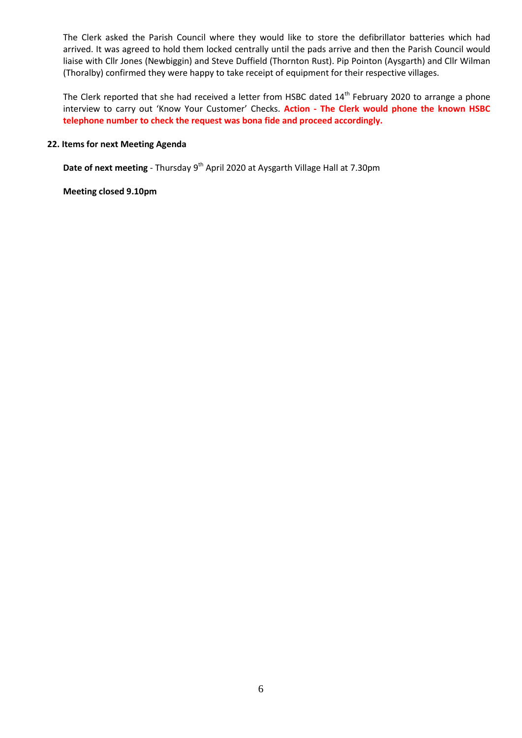The Clerk asked the Parish Council where they would like to store the defibrillator batteries which had arrived. It was agreed to hold them locked centrally until the pads arrive and then the Parish Council would liaise with Cllr Jones (Newbiggin) and Steve Duffield (Thornton Rust). Pip Pointon (Aysgarth) and Cllr Wilman (Thoralby) confirmed they were happy to take receipt of equipment for their respective villages.

The Clerk reported that she had received a letter from HSBC dated 14th February 2020 to arrange a phone interview to carry out 'Know Your Customer' Checks. **Action - The Clerk would phone the known HSBC telephone number to check the request was bona fide and proceed accordingly.**

**22. Items for next Meeting Agenda**

**Date of next meeting** - Thursday 9th April 2020 at Aysgarth Village Hall at 7.30pm

**Meeting closed 9.10pm**